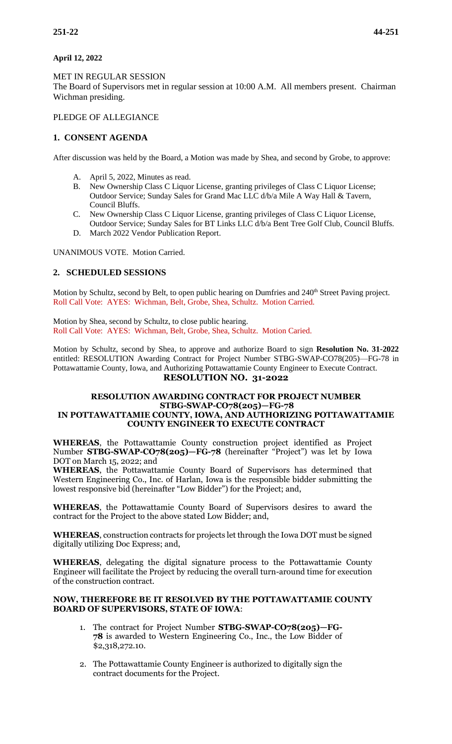**April 12, 2022**

MET IN REGULAR SESSION

The Board of Supervisors met in regular session at 10:00 A.M. All members present. Chairman Wichman presiding.

PLEDGE OF ALLEGIANCE

## 1. CONSENT AGENDA

After discussion was held by the Board, a Motion was made by Shea, and second by Grobe, to approve:

A. April 5, 2022, Minutes as read.
B. New Ownership Class C Liquor License, granting privileges of Class C Liquor License; Outdoor Service; Sunday Sales for Grand Mac LLC d/b/a Mile A Way Hall & Tavern, Council Bluffs.
C. New Ownership Class C Liquor License, granting privileges of Class C Liquor License, Outdoor Service; Sunday Sales for BT Links LLC d/b/a Bent Tree Golf Club, Council Bluffs.
D. March 2022 Vendor Publication Report.

UNANIMOUS VOTE. Motion Carried.

## 2. SCHEDULED SESSIONS

Motion by Schultz, second by Belt, to open public hearing on Dumfries and 240th Street Paving project.
Roll Call Vote: AYES: Wichman, Belt, Grobe, Shea, Schultz. Motion Carried.

Motion by Shea, second by Schultz, to close public hearing.
Roll Call Vote: AYES: Wichman, Belt, Grobe, Shea, Schultz. Motion Caried.

Motion by Schultz, second by Shea, to approve and authorize Board to sign **Resolution No. 31-2022** entitled: RESOLUTION Awarding Contract for Project Number STBG-SWAP-CO78(205)—FG-78 in Pottawattamie County, Iowa, and Authorizing Pottawattamie County Engineer to Execute Contract.

### RESOLUTION NO. 31-2022

### RESOLUTION AWARDING CONTRACT FOR PROJECT NUMBER STBG-SWAP-CO78(205)—FG-78 IN POTTAWATTAMIE COUNTY, IOWA, AND AUTHORIZING POTTAWATTAMIE COUNTY ENGINEER TO EXECUTE CONTRACT

**WHEREAS**, the Pottawattamie County construction project identified as Project Number **STBG-SWAP-CO78(205)—FG-78** (hereinafter "Project") was let by Iowa DOT on March 15, 2022; and

**WHEREAS**, the Pottawattamie County Board of Supervisors has determined that Western Engineering Co., Inc. of Harlan, Iowa is the responsible bidder submitting the lowest responsive bid (hereinafter "Low Bidder") for the Project; and,

**WHEREAS**, the Pottawattamie County Board of Supervisors desires to award the contract for the Project to the above stated Low Bidder; and,

**WHEREAS**, construction contracts for projects let through the Iowa DOT must be signed digitally utilizing Doc Express; and,

**WHEREAS**, delegating the digital signature process to the Pottawattamie County Engineer will facilitate the Project by reducing the overall turn-around time for execution of the construction contract.

**NOW, THEREFORE BE IT RESOLVED BY THE POTTAWATTAMIE COUNTY BOARD OF SUPERVISORS, STATE OF IOWA**:

1. The contract for Project Number **STBG-SWAP-CO78(205)—FG-78** is awarded to Western Engineering Co., Inc., the Low Bidder of $2,318,272.10.
2. The Pottawattamie County Engineer is authorized to digitally sign the contract documents for the Project.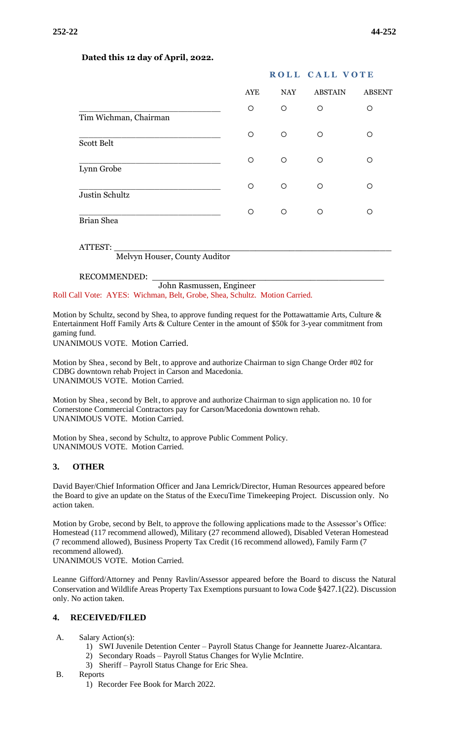**Dated this 12 day of April, 2022.**

**ROLL CALL VOTE**

| | AYE | NAY | ABSTAIN | ABSENT |
|---|---|---|---|---|
| ______________________________ Tim Wichman, Chairman | ○ | ○ | ○ | ○ |
| ______________________________ Scott Belt | ○ | ○ | ○ | ○ |
| ______________________________ Lynn Grobe | ○ | ○ | ○ | ○ |
| ______________________________ Justin Schultz | ○ | ○ | ○ | ○ |
| ______________________________ Brian Shea | ○ | ○ | ○ | ○ |

ATTEST: ____________________________________________________________
Melvyn Houser, County Auditor

RECOMMENDED: _______________________________________________
John Rasmussen, Engineer

Roll Call Vote: AYES: Wichman, Belt, Grobe, Shea, Schultz. Motion Carried.

Motion by Schultz, second by Shea, to approve funding request for the Pottawattamie Arts, Culture & Entertainment Hoff Family Arts & Culture Center in the amount of $50k for 3-year commitment from gaming fund.
UNANIMOUS VOTE. Motion Carried.

Motion by Shea, second by Belt, to approve and authorize Chairman to sign Change Order #02 for CDBG downtown rehab Project in Carson and Macedonia.
UNANIMOUS VOTE. Motion Carried.

Motion by Shea, second by Belt, to approve and authorize Chairman to sign application no. 10 for Cornerstone Commercial Contractors pay for Carson/Macedonia downtown rehab.
UNANIMOUS VOTE. Motion Carried.

Motion by Shea, second by Schultz, to approve Public Comment Policy.
UNANIMOUS VOTE. Motion Carried.

## 3. OTHER

David Bayer/Chief Information Officer and Jana Lemrick/Director, Human Resources appeared before the Board to give an update on the Status of the ExecuTime Timekeeping Project. Discussion only. No action taken.

Motion by Grobe, second by Belt, to approve the following applications made to the Assessor's Office: Homestead (117 recommend allowed), Military (27 recommend allowed), Disabled Veteran Homestead (7 recommend allowed), Business Property Tax Credit (16 recommend allowed), Family Farm (7 recommend allowed).
UNANIMOUS VOTE. Motion Carried.

Leanne Gifford/Attorney and Penny Ravlin/Assessor appeared before the Board to discuss the Natural Conservation and Wildlife Areas Property Tax Exemptions pursuant to Iowa Code §427.1(22). Discussion only. No action taken.

## 4. RECEIVED/FILED

A. Salary Action(s):
   1) SWI Juvenile Detention Center – Payroll Status Change for Jeannette Juarez-Alcantara.
   2) Secondary Roads – Payroll Status Changes for Wylie McIntire.
   3) Sheriff – Payroll Status Change for Eric Shea.

B. Reports
   1) Recorder Fee Book for March 2022.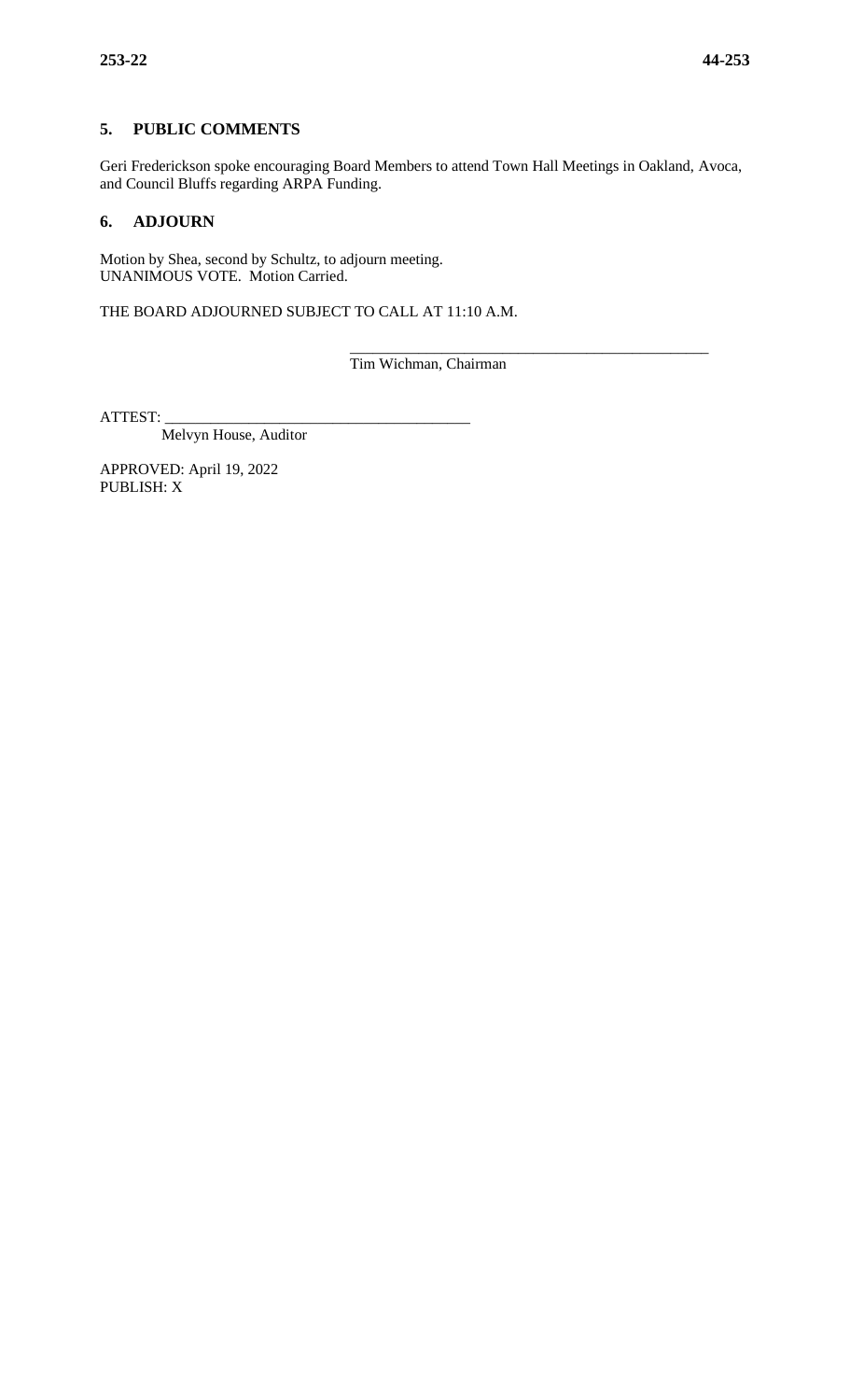## 5. PUBLIC COMMENTS

Geri Frederickson spoke encouraging Board Members to attend Town Hall Meetings in Oakland, Avoca, and Council Bluffs regarding ARPA Funding.

## 6. ADJOURN

Motion by Shea, second by Schultz, to adjourn meeting.
UNANIMOUS VOTE. Motion Carried.

THE BOARD ADJOURNED SUBJECT TO CALL AT 11:10 A.M.

\_\_\_\_\_\_\_\_\_\_\_\_\_\_\_\_\_\_\_\_\_\_\_\_\_\_\_\_\_\_\_\_\_\_\_\_\_\_\_\_\_\_\_\_\_\_
Tim Wichman, Chairman

ATTEST: \_\_\_\_\_\_\_\_\_\_\_\_\_\_\_\_\_\_\_\_\_\_\_\_\_\_\_\_\_\_\_\_\_\_\_\_\_\_\_\_
Melvyn House, Auditor

APPROVED: April 19, 2022
PUBLISH: X